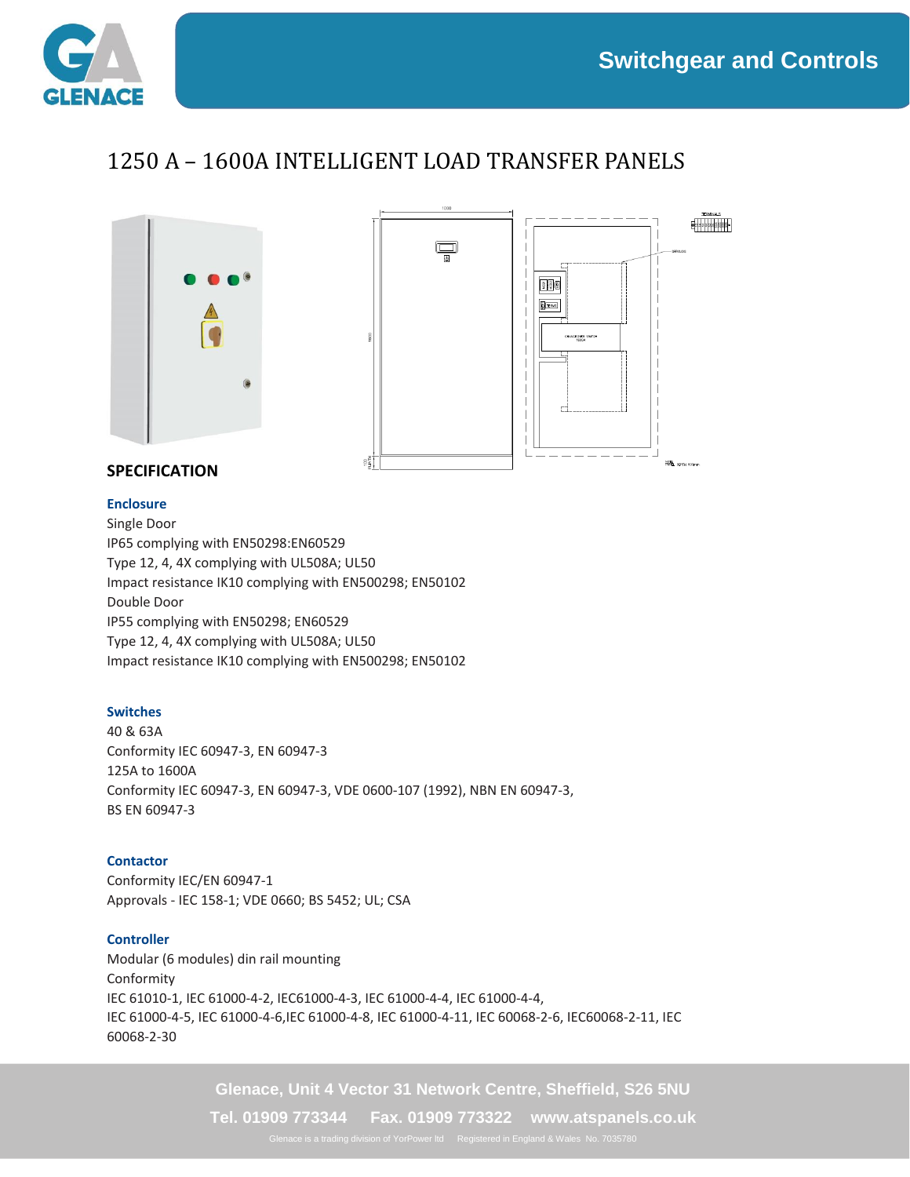Switchgear and Controls

# 1250 A – 1600A INTELLIGENT LOAD TRANSFER PANELS

## SPECIFICATION

### Enclosure

Single Door
IP65 complying with EN50298:EN60529
Type 12, 4, 4X complying with UL508A; UL50
Impact resistance IK10 complying with EN500298; EN50102
Double Door
IP55 complying with EN50298; EN60529
Type 12, 4, 4X complying with UL508A; UL50
Impact resistance IK10 complying with EN500298; EN50102

### Switches

40 & 63A
Conformity IEC 60947-3, EN 60947-3
125A to 1600A
Conformity IEC 60947-3, EN 60947-3, VDE 0600-107 (1992), NBN EN 60947-3,
BS EN 60947-3

### Contactor

Conformity IEC/EN 60947-1
Approvals - IEC 158-1; VDE 0660; BS 5452; UL; CSA

### Controller

Modular (6 modules) din rail mounting
Conformity
IEC 61010-1, IEC 61000-4-2, IEC61000-4-3, IEC 61000-4-4, IEC 61000-4-4,
IEC 61000-4-5, IEC 61000-4-6,IEC 61000-4-8, IEC 61000-4-11, IEC 60068-2-6, IEC60068-2-11, IEC 60068-2-30

Glenace, Unit 4 Vector 31 Network Centre, Sheffield, S26 5NU
Tel. 01909 773344 Fax. 01909 773322 www.atspanels.co.uk
Glenace is a trading division of YorPower ltd Registered in England & Wales No. 7035780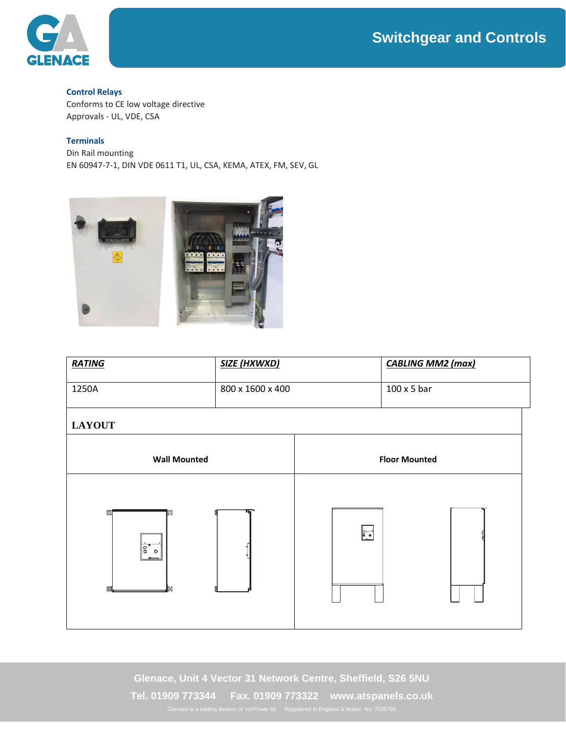**Control Relays**

Conforms to CE low voltage directive

Approvals - UL, VDE, CSA

**Terminals**

Din Rail mounting

EN 60947-7-1, DIN VDE 0611 T1, UL, CSA, KEMA, ATEX, FM, SEV, GL

| ***RATING*** | ***SIZE (HXWXD)*** | ***CABLING MM2 (max)*** |
|---|---|---|
| 1250A | 800 x 1600 x 400 | 100 x 5 bar |

**LAYOUT**

| **Wall Mounted** | **Floor Mounted** |
|---|---|
| | |

Glenace, Unit 4 Vector 31 Network Centre, Sheffield, S26 5NU

Tel. 01909 773344 Fax. 01909 773322 www.atspanels.co.uk

Glenace is a trading division of YorPower ltd Registered in England & Wales No. 7035780